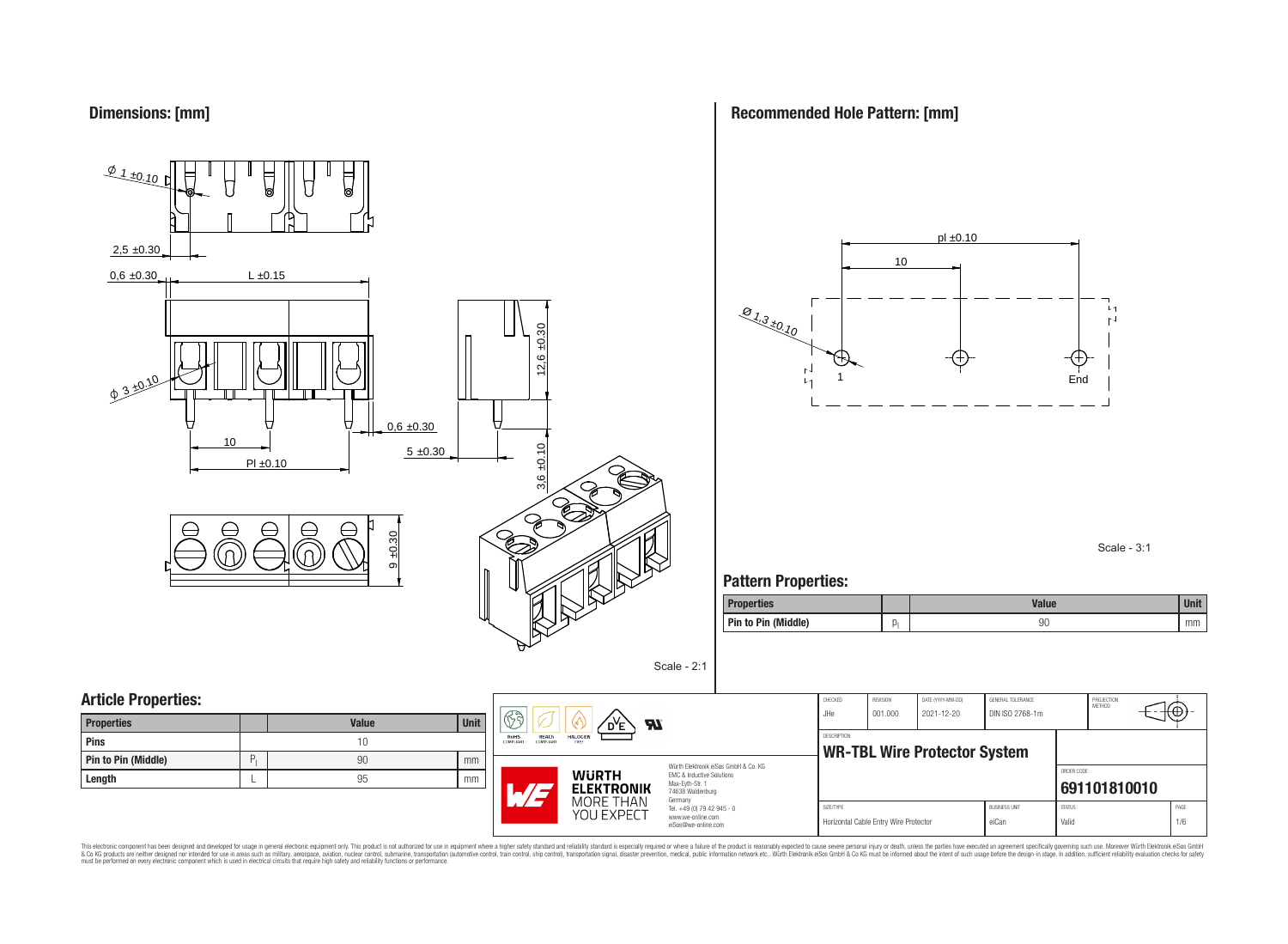## Dimensions: [mm]

Ø 1 ±0.10

2,5 ±0.30

0,6 ±0.30

L ±0.15

Ø 3 ±0.10

12,6 ±0.30

0,6 ±0.30

10

5 ±0.30

Pl ±0.10

3,6 ±0.10

9 ±0.30

Scale - 2:1

## Recommended Hole Pattern: [mm]

pl ±0.10

10

Ø 1,3 ±0.10

1

End

Scale - 3:1

## Pattern Properties:

| Properties | | Value | Unit |
|---|---|---|---|
| Pin to Pin (Middle) | $p_l$ | 90 | mm |

## Article Properties:

| Properties | | Value | Unit |
|---|---|---|---|
| Pins | | 10 | |
| Pin to Pin (Middle) | $P_l$ | 90 | mm |
| Length | L | 95 | mm |

| CHECKED | REVISION | DATE (YYYY-MM-DD) | GENERAL TOLERANCE | PROJECTION METHOD |
|---|---|---|---|---|
| JHe | 001.000 | 2021-12-20 | DIN ISO 2768-1m | |

DESCRIPTION

**WR-TBL Wire Protector System**

ORDER CODE

**691101810010**

| SIZE/TYPE | BUSINESS UNIT | STATUS | PAGE |
|---|---|---|---|
| Horizontal Cable Entry Wire Protector | eiCan | Valid | 1/6 |

Würth Elektronik eiSos GmbH & Co. KG
EMC & Inductive Solutions
Max-Eyth-Str. 1
74638 Waldenburg
Germany
Tel. +49 (0) 79 42 945 - 0
www.we-online.com
eiSos@we-online.com

WÜRTH ELEKTRONIK MORE THAN YOU EXPECT

This electronic component has been designed and developed for usage in general electronic equipment only. This product is not authorized for use in equipment where a higher safety standard and reliability standard is especially required or where a failure of the product is reasonably expected to cause severe personal injury or death, unless the parties have executed an agreement specifically governing such use. Moreover Würth Elektronik eiSos GmbH & Co KG products are neither designed nor intended for use in areas such as military, aerospace, aviation, nuclear control, submarine, transportation (automotive control, train control, ship control), transportation signal, disaster prevention, medical, public information network etc.. Würth Elektronik eiSos GmbH & Co KG must be informed about the intent of such usage before the design-in stage. In addition, sufficient reliability evaluation checks for safety must be performed on every electronic component which is used in electrical circuits that require high safety and reliability functions or performance.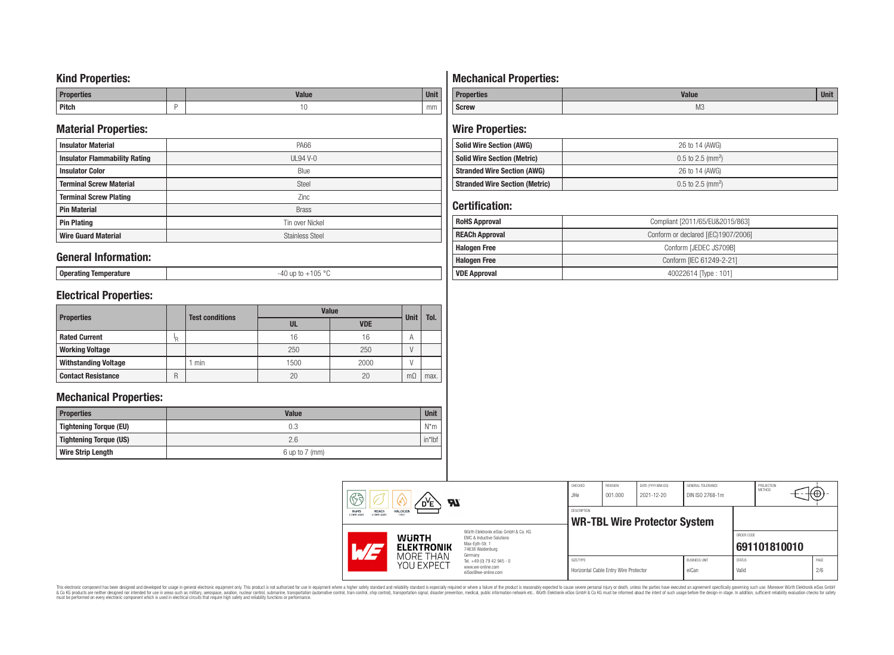## Kind Properties:

| Properties | | Value | Unit |
|---|---|---|---|
| Pitch | P | 10 | mm |

## Material Properties:

| | |
|---|---|
| **Insulator Material** | PA66 |
| **Insulator Flammability Rating** | UL94 V-0 |
| **Insulator Color** | Blue |
| **Terminal Screw Material** | Steel |
| **Terminal Screw Plating** | Zinc |
| **Pin Material** | Brass |
| **Pin Plating** | Tin over Nickel |
| **Wire Guard Material** | Stainless Steel |

## General Information:

| | |
|---|---|
| **Operating Temperature** | -40 up to +105 °C |

## Electrical Properties:

| Properties | | Test conditions | Value | | Unit | Tol. |
|---|---|---|---|---|---|---|
| | | | UL | VDE | | |
| Rated Current | $I_R$ | | 16 | 16 | A | |
| Working Voltage | | | 250 | 250 | V | |
| Withstanding Voltage | | 1 min | 1500 | 2000 | V | |
| Contact Resistance | R | | 20 | 20 | mΩ | max. |

## Mechanical Properties:

| Properties | Value | Unit |
|---|---|---|
| Tightening Torque (EU) | 0.3 | N*m |
| Tightening Torque (US) | 2.6 | in*lbf |
| Wire Strip Length | 6 up to 7 (mm) | |

## Mechanical Properties:

| Properties | Value | Unit |
|---|---|---|
| Screw | M3 | |

## Wire Properties:

| | |
|---|---|
| **Solid Wire Section (AWG)** | 26 to 14 (AWG) |
| **Solid Wire Section (Metric)** | 0.5 to 2.5 ($mm^2$) |
| **Stranded Wire Section (AWG)** | 26 to 14 (AWG) |
| **Stranded Wire Section (Metric)** | 0.5 to 2.5 ($mm^2$) |

## Certification:

| | |
|---|---|
| **RoHS Approval** | Compliant [2011/65/EU&2015/863] |
| **REACh Approval** | Conform or declared [(EC)1907/2006] |
| **Halogen Free** | Conform [JEDEC JS709B] |
| **Halogen Free** | Conform [IEC 61249-2-21] |
| **VDE Approval** | 40022614 [Type : 101] |

| CHECKED | REVISION | DATE (YYYY-MM-DD) | GENERAL TOLERANCE | PROJECTION METHOD |
|---|---|---|---|---|
| JHe | 001.000 | 2021-12-20 | DIN ISO 2768-1m | |

DESCRIPTION: **WR-TBL Wire Protector System**

ORDER CODE: **691101810010**

| SIZE/TYPE | BUSINESS UNIT | STATUS | PAGE |
|---|---|---|---|
| Horizontal Cable Entry Wire Protector | eiCan | Valid | 2/6 |

Würth Elektronik eiSos GmbH & Co. KG
EMC & Inductive Solutions
Max-Eyth-Str. 1
74638 Waldenburg
Germany
Tel. +49 (0) 79 42 945 - 0
www.we-online.com
eiSos@we-online.com

WÜRTH ELEKTRONIK MORE THAN YOU EXPECT

This electronic component has been designed and developed for usage in general electronic equipment only. This product is not authorized for use in equipment where a higher safety standard and reliability standard is especially required or where a failure of the product is reasonably expected to cause severe personal injury or death, unless the parties have executed an agreement specifically governing such use. Moreover Würth Elektronik eiSos GmbH & Co KG products are neither designed nor intended for use in areas such as military, aerospace, aviation, nuclear control, submarine, transportation (automotive control, train control, ship control), transportation signal, disaster prevention, medical, public information network etc.. Würth Elektronik eiSos GmbH & Co KG must be informed about the intent of such usage before the design-in stage. In addition, sufficient reliability evaluation checks for safety must be performed on every electronic component which is used in electrical circuits that require high safety and reliability functions or performance.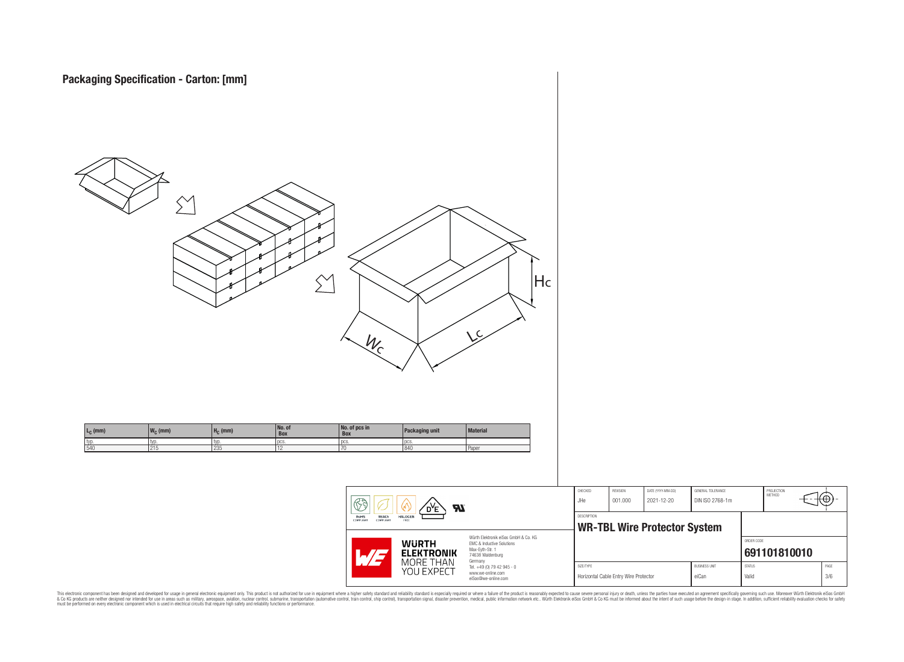# Packaging Specification - Carton: [mm]

| $L_C$ (mm) | $W_C$ (mm) | $H_C$ (mm) | No. of Box | No. of pcs in Box | Packaging unit | Material |
|---|---|---|---|---|---|---|
| typ. | typ. | typ. | pcs. | pcs. | pcs. | |
| 540 | 215 | 235 | 12 | 70 | 840 | Paper |

| CHECKED | REVISION | DATE (YYYY-MM-DD) | GENERAL TOLERANCE | PROJECTION METHOD |
|---|---|---|---|---|
| JHe | 001.000 | 2021-12-20 | DIN ISO 2768-1m | |

DESCRIPTION
**WR-TBL Wire Protector System**

ORDER CODE
**691101810010**

| SIZE/TYPE | BUSINESS UNIT | STATUS | PAGE |
|---|---|---|---|
| Horizontal Cable Entry Wire Protector | eiCan | Valid | 3/6 |

Würth Elektronik eiSos GmbH & Co. KG
EMC & Inductive Solutions
Max-Eyth-Str. 1
74638 Waldenburg
Germany
Tel. +49 (0) 79 42 945 - 0
www.we-online.com
eiSos@we-online.com

This electronic component has been designed and developed for usage in general electronic equipment only. This product is not authorized for use in equipment where a higher safety standard and reliability standard is especially required or where a failure of the product is reasonably expected to cause severe personal injury or death, unless the parties have executed an agreement specifically governing such use. Moreover Würth Elektronik eiSos GmbH & Co KG products are neither designed nor intended for use in areas such as military, aerospace, aviation, nuclear control, submarine, transportation (automotive control, train control, ship control), transportation signal, disaster prevention, medical, public information network etc.. Würth Elektronik eiSos GmbH & Co KG must be informed about the intent of such usage before the design-in stage. In addition, sufficient reliability evaluation checks for safety must be performed on every electronic component which is used in electrical circuits that require high safety and reliability functions or performance.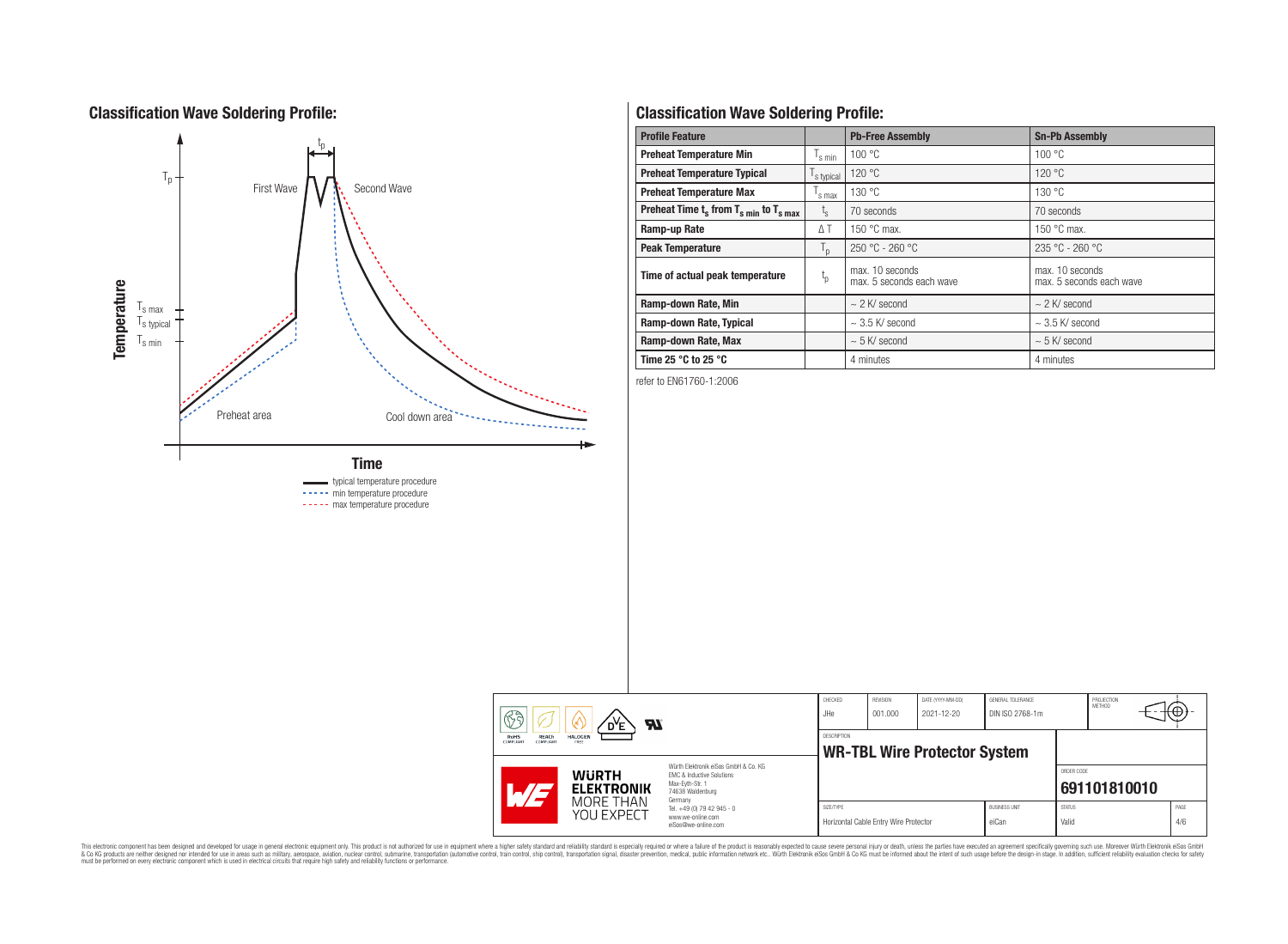## Classification Wave Soldering Profile:

Temperature

$T_p$

$T_{s\,max}$

$T_{s\,typical}$

$T_{s\,min}$

$t_p$

First Wave

Second Wave

Preheat area

Cool down area

Time

typical temperature procedure

min temperature procedure

max temperature procedure

## Classification Wave Soldering Profile:

| Profile Feature | | Pb-Free Assembly | Sn-Pb Assembly |
|---|---|---|---|
| Preheat Temperature Min | $T_{s\,min}$ | 100 °C | 100 °C |
| Preheat Temperature Typical | $T_{s\,typical}$ | 120 °C | 120 °C |
| Preheat Temperature Max | $T_{s\,max}$ | 130 °C | 130 °C |
| Preheat Time $t_s$ from $T_{s\,min}$ to $T_{s\,max}$ | $t_s$ | 70 seconds | 70 seconds |
| Ramp-up Rate | ΔT | 150 °C max. | 150 °C max. |
| Peak Temperature | $T_p$ | 250 °C - 260 °C | 235 °C - 260 °C |
| Time of actual peak temperature | $t_p$ | max. 10 seconds<br>max. 5 seconds each wave | max. 10 seconds<br>max. 5 seconds each wave |
| Ramp-down Rate, Min | | ~ 2 K/ second | ~ 2 K/ second |
| Ramp-down Rate, Typical | | ~ 3.5 K/ second | ~ 3.5 K/ second |
| Ramp-down Rate, Max | | ~ 5 K/ second | ~ 5 K/ second |
| Time 25 °C to 25 °C | | 4 minutes | 4 minutes |

refer to EN61760-1:2006

| CHECKED | REVISION | DATE (YYYY-MM-DD) | GENERAL TOLERANCE | PROJECTION METHOD |
|---|---|---|---|---|
| JHe | 001.000 | 2021-12-20 | DIN ISO 2768-1m | |

DESCRIPTION: **WR-TBL Wire Protector System**

ORDER CODE: **691101810010**

| SIZE/TYPE | BUSINESS UNIT | STATUS | PAGE |
|---|---|---|---|
| Horizontal Cable Entry Wire Protector | eiCan | Valid | 4/6 |

Würth Elektronik eiSos GmbH & Co. KG
EMC & Inductive Solutions
Max-Eyth-Str. 1
74638 Waldenburg
Germany
Tel. +49 (0) 79 42 945 - 0
www.we-online.com
eiSos@we-online.com

WÜRTH ELEKTRONIK MORE THAN YOU EXPECT

This electronic component has been designed and developed for usage in general electronic equipment only. This product is not authorized for use in equipment where a higher safety standard and reliability standard is especially required or where a failure of the product is reasonably expected to cause severe personal injury or death, unless the parties have executed an agreement specifically governing such use. Moreover Würth Elektronik eiSos GmbH & Co KG products are neither designed nor intended for use in areas such as military, aerospace, aviation, nuclear control, submarine, transportation (automotive control, train control, ship control), transportation signal, disaster prevention, medical, public information network etc.. Würth Elektronik eiSos GmbH & Co KG must be informed about the intent of such usage before the design-in stage. In addition, sufficient reliability evaluation checks for safety must be performed on every electronic component which is used in electrical circuits that require high safety and reliability functions or performance.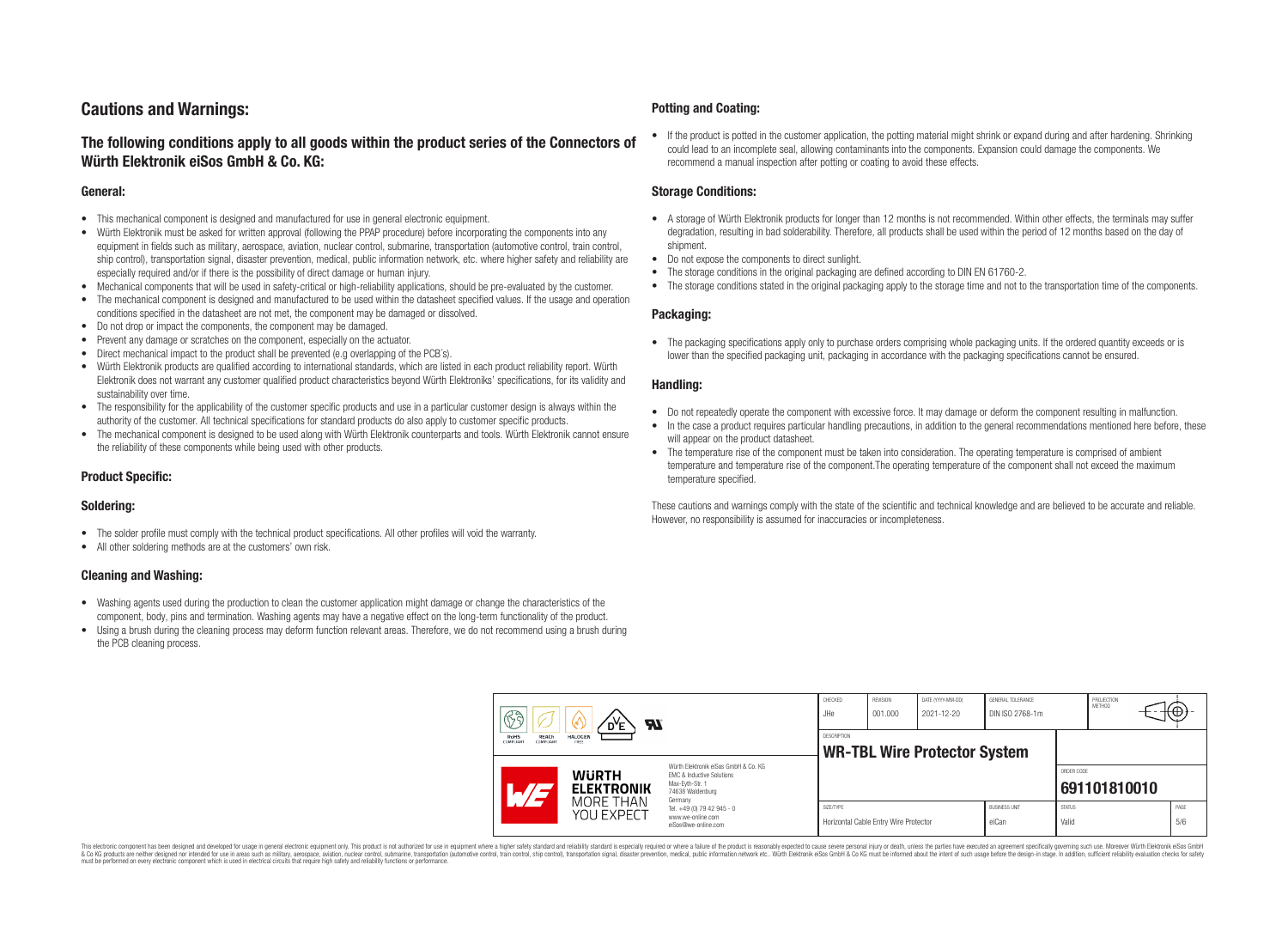# Cautions and Warnings:

## The following conditions apply to all goods within the product series of the Connectors of Würth Elektronik eiSos GmbH & Co. KG:

### General:

- This mechanical component is designed and manufactured for use in general electronic equipment.
- Würth Elektronik must be asked for written approval (following the PPAP procedure) before incorporating the components into any equipment in fields such as military, aerospace, aviation, nuclear control, submarine, transportation (automotive control, train control, ship control), transportation signal, disaster prevention, medical, public information network, etc. where higher safety and reliability are especially required and/or if there is the possibility of direct damage or human injury.
- Mechanical components that will be used in safety-critical or high-reliability applications, should be pre-evaluated by the customer.
- The mechanical component is designed and manufactured to be used within the datasheet specified values. If the usage and operation conditions specified in the datasheet are not met, the component may be damaged or dissolved.
- Do not drop or impact the components, the component may be damaged.
- Prevent any damage or scratches on the component, especially on the actuator.
- Direct mechanical impact to the product shall be prevented (e.g overlapping of the PCB´s).
- Würth Elektronik products are qualified according to international standards, which are listed in each product reliability report. Würth Elektronik does not warrant any customer qualified product characteristics beyond Würth Elektroniks' specifications, for its validity and sustainability over time.
- The responsibility for the applicability of the customer specific products and use in a particular customer design is always within the authority of the customer. All technical specifications for standard products do also apply to customer specific products.
- The mechanical component is designed to be used along with Würth Elektronik counterparts and tools. Würth Elektronik cannot ensure the reliability of these components while being used with other products.

### Product Specific:

### Soldering:

- The solder profile must comply with the technical product specifications. All other profiles will void the warranty.
- All other soldering methods are at the customers' own risk.

### Cleaning and Washing:

- Washing agents used during the production to clean the customer application might damage or change the characteristics of the component, body, pins and termination. Washing agents may have a negative effect on the long-term functionality of the product.
- Using a brush during the cleaning process may deform function relevant areas. Therefore, we do not recommend using a brush during the PCB cleaning process.

### Potting and Coating:

- If the product is potted in the customer application, the potting material might shrink or expand during and after hardening. Shrinking could lead to an incomplete seal, allowing contaminants into the components. Expansion could damage the components. We recommend a manual inspection after potting or coating to avoid these effects.

### Storage Conditions:

- A storage of Würth Elektronik products for longer than 12 months is not recommended. Within other effects, the terminals may suffer degradation, resulting in bad solderability. Therefore, all products shall be used within the period of 12 months based on the day of shipment.
- Do not expose the components to direct sunlight.
- The storage conditions in the original packaging are defined according to DIN EN 61760-2.
- The storage conditions stated in the original packaging apply to the storage time and not to the transportation time of the components.

### Packaging:

- The packaging specifications apply only to purchase orders comprising whole packaging units. If the ordered quantity exceeds or is lower than the specified packaging unit, packaging in accordance with the packaging specifications cannot be ensured.

### Handling:

- Do not repeatedly operate the component with excessive force. It may damage or deform the component resulting in malfunction.
- In the case a product requires particular handling precautions, in addition to the general recommendations mentioned here before, these will appear on the product datasheet.
- The temperature rise of the component must be taken into consideration. The operating temperature is comprised of ambient temperature and temperature rise of the component.The operating temperature of the component shall not exceed the maximum temperature specified.

These cautions and warnings comply with the state of the scientific and technical knowledge and are believed to be accurate and reliable. However, no responsibility is assumed for inaccuracies or incompleteness.

| CHECKED | REVISION | DATE (YYYY-MM-DD) | GENERAL TOLERANCE | PROJECTION METHOD |
|---|---|---|---|---|
| JHe | 001.000 | 2021-12-20 | DIN ISO 2768-1m | |

DESCRIPTION: **WR-TBL Wire Protector System**

ORDER CODE: **691101810010**

| SIZE/TYPE | BUSINESS UNIT | STATUS | PAGE |
|---|---|---|---|
| Horizontal Cable Entry Wire Protector | eiCan | Valid | 5/6 |

Würth Elektronik eiSos GmbH & Co. KG
EMC & Inductive Solutions
Max-Eyth-Str. 1
74638 Waldenburg
Germany
Tel. +49 (0) 79 42 945 - 0
www.we-online.com
eiSos@we-online.com

This electronic component has been designed and developed for usage in general electronic equipment only. This product is not authorized for use in equipment where a higher safety standard and reliability standard is especially required or where a failure of the product is reasonably expected to cause severe personal injury or death, unless the parties have executed an agreement specifically governing such use. Moreover Würth Elektronik eiSos GmbH & Co KG products are neither designed nor intended for use in areas such as military, aerospace, aviation, nuclear control, submarine, transportation (automotive control, train control, ship control), transportation signal, disaster prevention, medical, public information network etc.. Würth Elektronik eiSos GmbH & Co KG must be informed about the intent of such usage before the design-in stage. In addition, sufficient reliability evaluation checks for safety must be performed on every electronic component which is used in electrical circuits that require high safety and reliability functions or performance.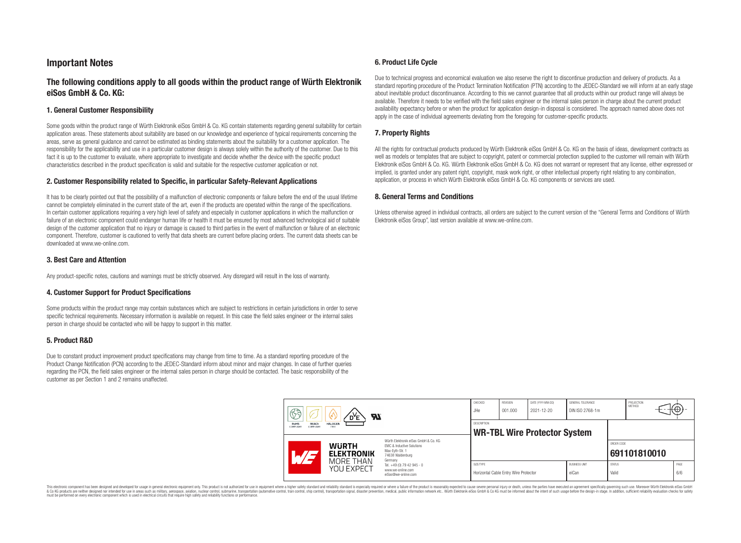# Important Notes

## The following conditions apply to all goods within the product range of Würth Elektronik eiSos GmbH & Co. KG:

### 1. General Customer Responsibility

Some goods within the product range of Würth Elektronik eiSos GmbH & Co. KG contain statements regarding general suitability for certain application areas. These statements about suitability are based on our knowledge and experience of typical requirements concerning the areas, serve as general guidance and cannot be estimated as binding statements about the suitability for a customer application. The responsibility for the applicability and use in a particular customer design is always solely within the authority of the customer. Due to this fact it is up to the customer to evaluate, where appropriate to investigate and decide whether the device with the specific product characteristics described in the product specification is valid and suitable for the respective customer application or not.

### 2. Customer Responsibility related to Specific, in particular Safety-Relevant Applications

It has to be clearly pointed out that the possibility of a malfunction of electronic components or failure before the end of the usual lifetime cannot be completely eliminated in the current state of the art, even if the products are operated within the range of the specifications. In certain customer applications requiring a very high level of safety and especially in customer applications in which the malfunction or failure of an electronic component could endanger human life or health it must be ensured by most advanced technological aid of suitable design of the customer application that no injury or damage is caused to third parties in the event of malfunction or failure of an electronic component. Therefore, customer is cautioned to verify that data sheets are current before placing orders. The current data sheets can be downloaded at www.we-online.com.

### 3. Best Care and Attention

Any product-specific notes, cautions and warnings must be strictly observed. Any disregard will result in the loss of warranty.

### 4. Customer Support for Product Specifications

Some products within the product range may contain substances which are subject to restrictions in certain jurisdictions in order to serve specific technical requirements. Necessary information is available on request. In this case the field sales engineer or the internal sales person in charge should be contacted who will be happy to support in this matter.

### 5. Product R&D

Due to constant product improvement product specifications may change from time to time. As a standard reporting procedure of the Product Change Notification (PCN) according to the JEDEC-Standard inform about minor and major changes. In case of further queries regarding the PCN, the field sales engineer or the internal sales person in charge should be contacted. The basic responsibility of the customer as per Section 1 and 2 remains unaffected.

### 6. Product Life Cycle

Due to technical progress and economical evaluation we also reserve the right to discontinue production and delivery of products. As a standard reporting procedure of the Product Termination Notification (PTN) according to the JEDEC-Standard we will inform at an early stage about inevitable product discontinuance. According to this we cannot guarantee that all products within our product range will always be available. Therefore it needs to be verified with the field sales engineer or the internal sales person in charge about the current product availability expectancy before or when the product for application design-in disposal is considered. The approach named above does not apply in the case of individual agreements deviating from the foregoing for customer-specific products.

### 7. Property Rights

All the rights for contractual products produced by Würth Elektronik eiSos GmbH & Co. KG on the basis of ideas, development contracts as well as models or templates that are subject to copyright, patent or commercial protection supplied to the customer will remain with Würth Elektronik eiSos GmbH & Co. KG. Würth Elektronik eiSos GmbH & Co. KG does not warrant or represent that any license, either expressed or implied, is granted under any patent right, copyright, mask work right, or other intellectual property right relating to any combination, application, or process in which Würth Elektronik eiSos GmbH & Co. KG components or services are used.

### 8. General Terms and Conditions

Unless otherwise agreed in individual contracts, all orders are subject to the current version of the "General Terms and Conditions of Würth Elektronik eiSos Group", last version available at www.we-online.com.

| CHECKED | REVISION | DATE (YYYY-MM-DD) | GENERAL TOLERANCE | PROJECTION METHOD |
|---|---|---|---|---|
| JHe | 001.000 | 2021-12-20 | DIN ISO 2768-1m | |

DESCRIPTION: **WR-TBL Wire Protector System**

ORDER CODE: **691101810010**

| SIZE/TYPE | BUSINESS UNIT | STATUS | PAGE |
|---|---|---|---|
| Horizontal Cable Entry Wire Protector | eiCan | Valid | 6/6 |

Würth Elektronik eiSos GmbH & Co. KG
EMC & Inductive Solutions
Max-Eyth-Str. 1
74638 Waldenburg
Germany
Tel. +49 (0) 79 42 945 - 0
www.we-online.com
eiSos@we-online.com

This electronic component has been designed and developed for usage in general electronic equipment only. This product is not authorized for use in equipment where a higher safety standard and reliability standard is especially required or where a failure of the product is reasonably expected to cause severe personal injury or death, unless the parties have executed an agreement specifically governing such use. Moreover Würth Elektronik eiSos GmbH & Co KG products are neither designed nor intended for use in areas such as military, aerospace, aviation, nuclear control, submarine, transportation (automotive control, train control, ship control), transportation signal, disaster prevention, medical, public information network etc.. Würth Elektronik eiSos GmbH & Co KG must be informed about the intent of such usage before the design-in stage. In addition, sufficient reliability evaluation checks for safety must be performed on every electronic component which is used in electrical circuits that require high safety and reliability functions or performance.